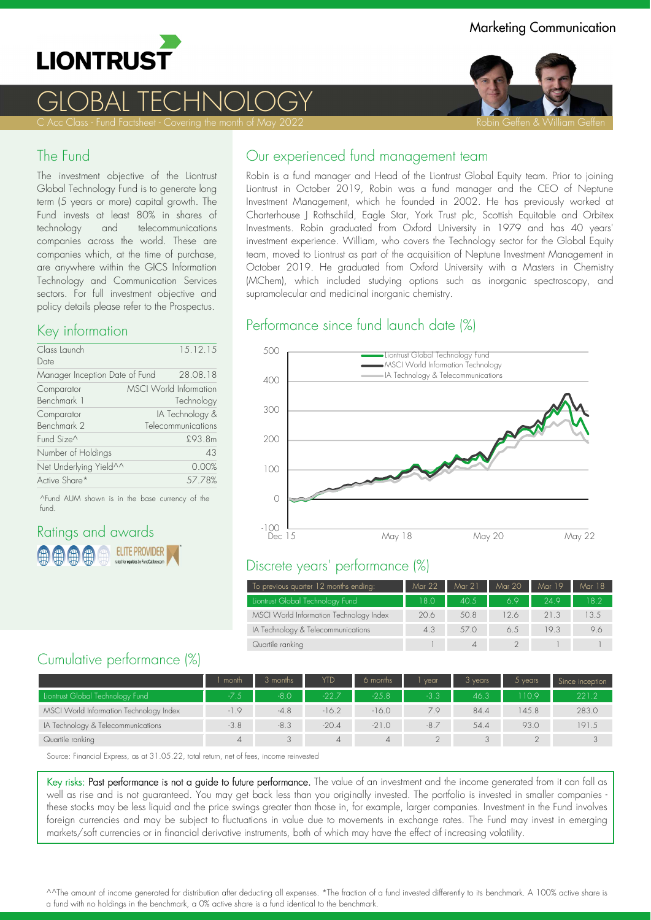Marketing Communication

# LIONTRUST

# GLOBAL TECHNOLOGY

C Acc Class - Fund Factsheet - Covering the month of May 2022

Robin Geffen & William Geffen

## The Fund

The investment objective of the Liontrust Global Technology Fund is to generate long term (5 years or more) capital growth. The Fund invests at least 80% in shares of technology and telecommunications companies across the world. These are companies which, at the time of purchase, are anywhere within the GICS Information Technology and Communication Services sectors. For full investment objective and policy details please refer to the Prospectus.

## Key information

| | |
|---|---|
| Class Launch Date | 15.12.15 |
| Manager Inception Date of Fund | 28.08.18 |
| Comparator Benchmark 1 | MSCI World Information Technology |
| Comparator Benchmark 2 | IA Technology & Telecommunications |
| Fund Size^ | £93.8m |
| Number of Holdings | 43 |
| Net Underlying Yield^^ | 0.00% |
| Active Share* | 57.78% |

^Fund AUM shown is in the base currency of the fund.

## Ratings and awards

ELITE PROVIDER rated for equities by FundCalibre.com

## Our experienced fund management team

Robin is a fund manager and Head of the Liontrust Global Equity team. Prior to joining Liontrust in October 2019, Robin was a fund manager and the CEO of Neptune Investment Management, which he founded in 2002. He has previously worked at Charterhouse J Rothschild, Eagle Star, York Trust plc, Scottish Equitable and Orbitex Investments. Robin graduated from Oxford University in 1979 and has 40 years' investment experience. William, who covers the Technology sector for the Global Equity team, moved to Liontrust as part of the acquisition of Neptune Investment Management in October 2019. He graduated from Oxford University with a Masters in Chemistry (MChem), which included studying options such as inorganic spectroscopy, and supramolecular and medicinal inorganic chemistry.

## Performance since fund launch date (%)

Legend: Liontrust Global Technology Fund; MSCI World Information Technology; IA Technology & Telecommunications

## Discrete years' performance (%)

| To previous quarter 12 months ending: | Mar 22 | Mar 21 | Mar 20 | Mar 19 | Mar 18 |
|---|---|---|---|---|---|
| Liontrust Global Technology Fund | 18.0 | 40.5 | 6.9 | 24.9 | 18.2 |
| MSCI World Information Technology Index | 20.6 | 50.8 | 12.6 | 21.3 | 13.5 |
| IA Technology & Telecommunications | 4.3 | 57.0 | 6.5 | 19.3 | 9.6 |
| Quartile ranking | 1 | 4 | 2 | 1 | 1 |

## Cumulative performance (%)

| | 1 month | 3 months | YTD | 6 months | 1 year | 3 years | 5 years | Since inception |
|---|---|---|---|---|---|---|---|---|
| Liontrust Global Technology Fund | -7.5 | -8.0 | -22.7 | -25.8 | -3.3 | 46.3 | 110.9 | 221.2 |
| MSCI World Information Technology Index | -1.9 | -4.8 | -16.2 | -16.0 | 7.9 | 84.4 | 145.8 | 283.0 |
| IA Technology & Telecommunications | -3.8 | -8.3 | -20.4 | -21.0 | -8.7 | 54.4 | 93.0 | 191.5 |
| Quartile ranking | 4 | 3 | 4 | 4 | 2 | 3 | 2 | 3 |

Source: Financial Express, as at 31.05.22, total return, net of fees, income reinvested

Key risks: **Past performance is not a guide to future performance.** The value of an investment and the income generated from it can fall as well as rise and is not guaranteed. You may get back less than you originally invested. The portfolio is invested in smaller companies - these stocks may be less liquid and the price swings greater than those in, for example, larger companies. Investment in the Fund involves foreign currencies and may be subject to fluctuations in value due to movements in exchange rates. The Fund may invest in emerging markets/soft currencies or in financial derivative instruments, both of which may have the effect of increasing volatility.

^^The amount of income generated for distribution after deducting all expenses. *The fraction of a fund invested differently to its benchmark. A 100% active share is a fund with no holdings in the benchmark, a 0% active share is a fund identical to the benchmark.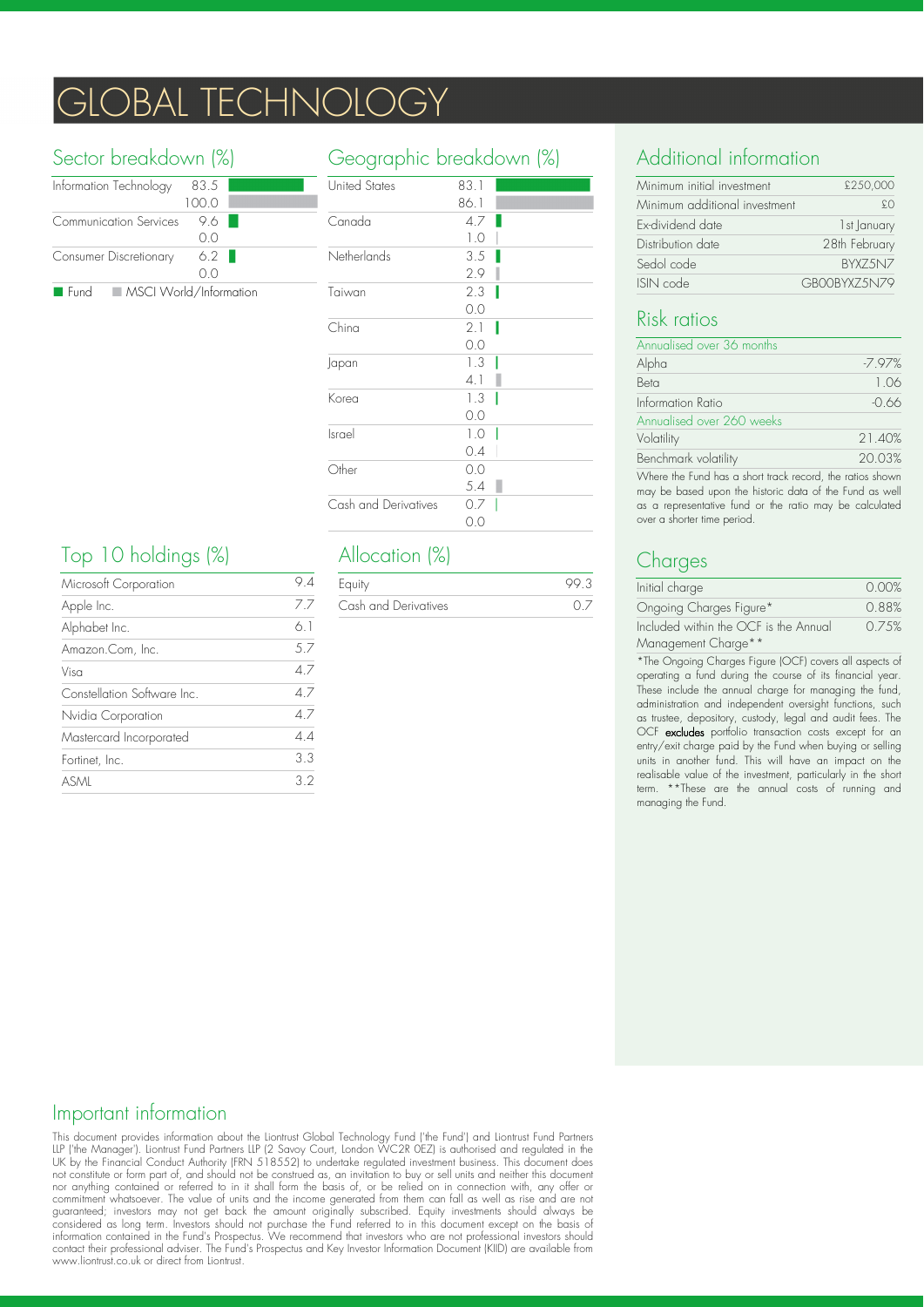# GLOBAL TECHNOLOGY

## Sector breakdown (%)

Information Technology 83.5
100.0

Communication Services 9.6
0.0

Consumer Discretionary 6.2
0.0

■ Fund ■ MSCI World/Information

## Geographic breakdown (%)

United States 83.1
86.1

Canada 4.7
1.0

Netherlands 3.5
2.9

Taiwan 2.3
0.0

China 2.1
0.0

Japan 1.3
4.1

Korea 1.3
0.0

Israel 1.0
0.4

Other 0.0
5.4

Cash and Derivatives 0.7
0.0

## Top 10 holdings (%)

| | |
|---|---|
| Microsoft Corporation | 9.4 |
| Apple Inc. | 7.7 |
| Alphabet Inc. | 6.1 |
| Amazon.Com, Inc. | 5.7 |
| Visa | 4.7 |
| Constellation Software Inc. | 4.7 |
| Nvidia Corporation | 4.7 |
| Mastercard Incorporated | 4.4 |
| Fortinet, Inc. | 3.3 |
| ASML | 3.2 |

## Allocation (%)

| | |
|---|---|
| Equity | 99.3 |
| Cash and Derivatives | 0.7 |

## Additional information

| | |
|---|---|
| Minimum initial investment | £250,000 |
| Minimum additional investment | £0 |
| Ex-dividend date | 1st January |
| Distribution date | 28th February |
| Sedol code | BYXZ5N7 |
| ISIN code | GB00BYXZ5N79 |

## Risk ratios

| | |
|---|---|
| Annualised over 36 months | |
| Alpha | -7.97% |
| Beta | 1.06 |
| Information Ratio | -0.66 |
| Annualised over 260 weeks | |
| Volatility | 21.40% |
| Benchmark volatility | 20.03% |

Where the Fund has a short track record, the ratios shown may be based upon the historic data of the Fund as well as a representative fund or the ratio may be calculated over a shorter time period.

## Charges

| | |
|---|---|
| Initial charge | 0.00% |
| Ongoing Charges Figure* | 0.88% |
| Included within the OCF is the Annual Management Charge** | 0.75% |

*The Ongoing Charges Figure (OCF) covers all aspects of operating a fund during the course of its financial year. These include the annual charge for managing the fund, administration and independent oversight functions, such as trustee, depository, custody, legal and audit fees. The OCF **excludes** portfolio transaction costs except for an entry/exit charge paid by the Fund when buying or selling units in another fund. This will have an impact on the realisable value of the investment, particularly in the short term. **These are the annual costs of running and managing the Fund.

## Important information

This document provides information about the Liontrust Global Technology Fund ('the Fund') and Liontrust Fund Partners LLP ('the Manager'). Liontrust Fund Partners LLP (2 Savoy Court, London WC2R 0EZ) is authorised and regulated in the UK by the Financial Conduct Authority (FRN 518552) to undertake regulated investment business. This document does not constitute or form part of, and should not be construed as, an invitation to buy or sell units and neither this document nor anything contained or referred to in it shall form the basis of, or be relied on in connection with, any offer or commitment whatsoever. The value of units and the income generated from them can fall as well as rise and are not guaranteed; investors may not get back the amount originally subscribed. Equity investments should always be considered as long term. Investors should not purchase the Fund referred to in this document except on the basis of information contained in the Fund's Prospectus. We recommend that investors who are not professional investors should contact their professional adviser. The Fund's Prospectus and Key Investor Information Document (KIID) are available from www.liontrust.co.uk or direct from Liontrust.